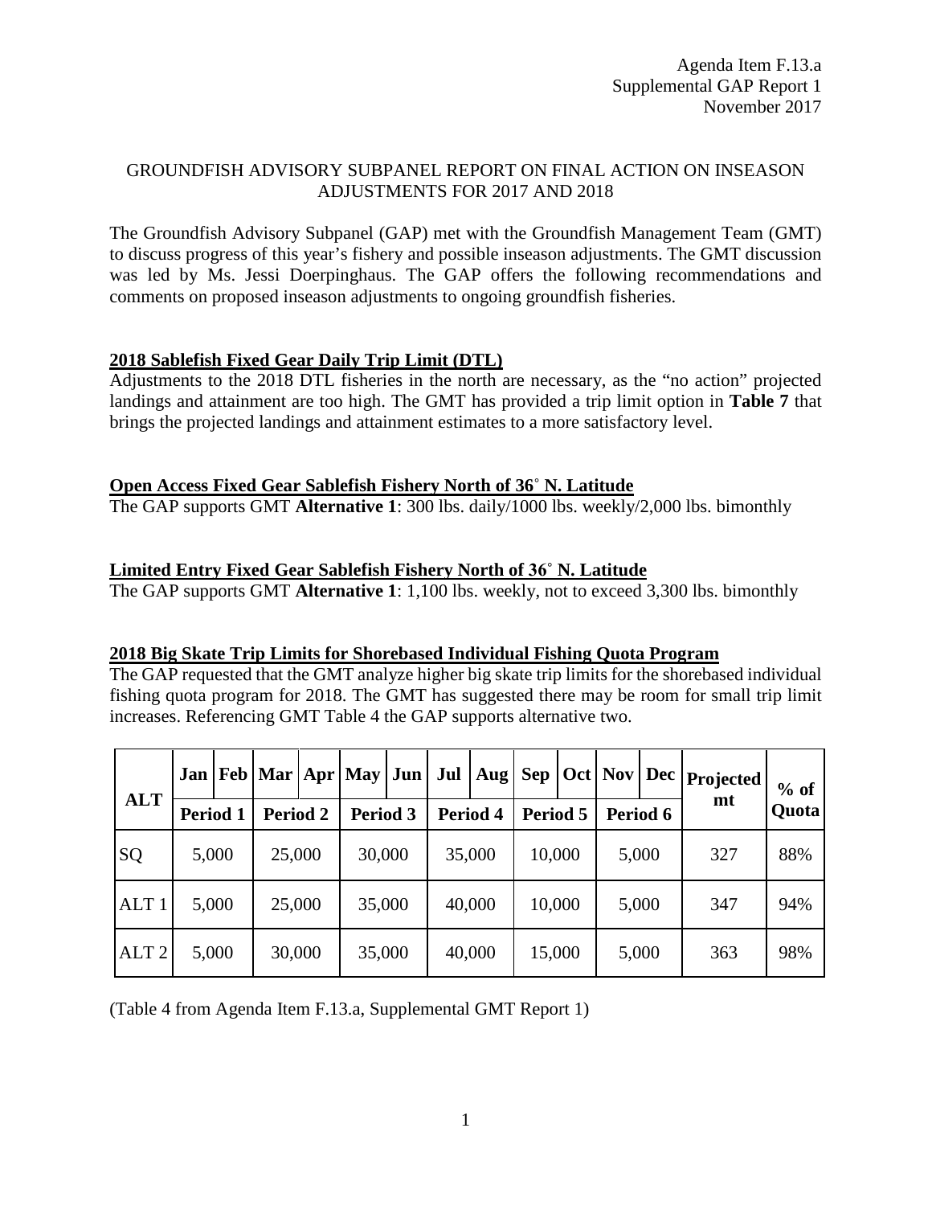Agenda Item F.13.a
Supplemental GAP Report 1
November 2017

# GROUNDFISH ADVISORY SUBPANEL REPORT ON FINAL ACTION ON INSEASON ADJUSTMENTS FOR 2017 AND 2018

The Groundfish Advisory Subpanel (GAP) met with the Groundfish Management Team (GMT) to discuss progress of this year's fishery and possible inseason adjustments. The GMT discussion was led by Ms. Jessi Doerpinghaus. The GAP offers the following recommendations and comments on proposed inseason adjustments to ongoing groundfish fisheries.

## 2018 Sablefish Fixed Gear Daily Trip Limit (DTL)

Adjustments to the 2018 DTL fisheries in the north are necessary, as the "no action" projected landings and attainment are too high. The GMT has provided a trip limit option in **Table 7** that brings the projected landings and attainment estimates to a more satisfactory level.

## Open Access Fixed Gear Sablefish Fishery North of 36° N. Latitude

The GAP supports GMT **Alternative 1**: 300 lbs. daily/1000 lbs. weekly/2,000 lbs. bimonthly

## Limited Entry Fixed Gear Sablefish Fishery North of 36° N. Latitude

The GAP supports GMT **Alternative 1**: 1,100 lbs. weekly, not to exceed 3,300 lbs. bimonthly

## 2018 Big Skate Trip Limits for Shorebased Individual Fishing Quota Program

The GAP requested that the GMT analyze higher big skate trip limits for the shorebased individual fishing quota program for 2018. The GMT has suggested there may be room for small trip limit increases. Referencing GMT Table 4 the GAP supports alternative two.

| ALT | Jan / Feb (Period 1) | Mar / Apr (Period 2) | May / Jun (Period 3) | Jul / Aug (Period 4) | Sep / Oct (Period 5) | Nov / Dec (Period 6) | Projected mt | % of Quota |
|---|---|---|---|---|---|---|---|---|
| SQ | 5,000 | 25,000 | 30,000 | 35,000 | 10,000 | 5,000 | 327 | 88% |
| ALT 1 | 5,000 | 25,000 | 35,000 | 40,000 | 10,000 | 5,000 | 347 | 94% |
| ALT 2 | 5,000 | 30,000 | 35,000 | 40,000 | 15,000 | 5,000 | 363 | 98% |

(Table 4 from Agenda Item F.13.a, Supplemental GMT Report 1)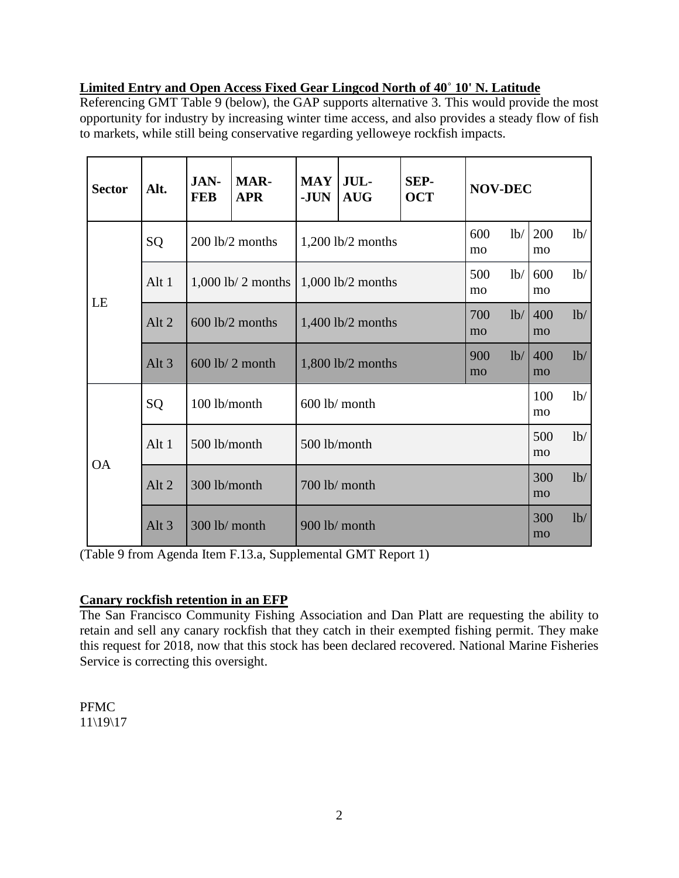**Limited Entry and Open Access Fixed Gear Lingcod North of 40˚ 10' N. Latitude**

Referencing GMT Table 9 (below), the GAP supports alternative 3. This would provide the most opportunity for industry by increasing winter time access, and also provides a steady flow of fish to markets, while still being conservative regarding yelloweye rockfish impacts.

| Sector | Alt. | JAN-FEB | MAR-APR | MAY-JUN | JUL-AUG | SEP-OCT | NOV-DEC | |
|---|---|---|---|---|---|---|---|---|
| LE | SQ | 200 lb/2 months | | 1,200 lb/2 months | | | 600 lb/ mo | 200 lb/ mo |
| | Alt 1 | 1,000 lb/ 2 months | | 1,000 lb/2 months | | | 500 lb/ mo | 600 lb/ mo |
| | Alt 2 | 600 lb/2 months | | 1,400 lb/2 months | | | 700 lb/ mo | 400 lb/ mo |
| | Alt 3 | 600 lb/ 2 month | | 1,800 lb/2 months | | | 900 lb/ mo | 400 lb/ mo |
| OA | SQ | 100 lb/month | | 600 lb/ month | | | | 100 lb/ mo |
| | Alt 1 | 500 lb/month | | 500 lb/month | | | | 500 lb/ mo |
| | Alt 2 | 300 lb/month | | 700 lb/ month | | | | 300 lb/ mo |
| | Alt 3 | 300 lb/ month | | 900 lb/ month | | | | 300 lb/ mo |

(Table 9 from Agenda Item F.13.a, Supplemental GMT Report 1)

**Canary rockfish retention in an EFP**

The San Francisco Community Fishing Association and Dan Platt are requesting the ability to retain and sell any canary rockfish that they catch in their exempted fishing permit. They make this request for 2018, now that this stock has been declared recovered. National Marine Fisheries Service is correcting this oversight.

PFMC
11\19\17